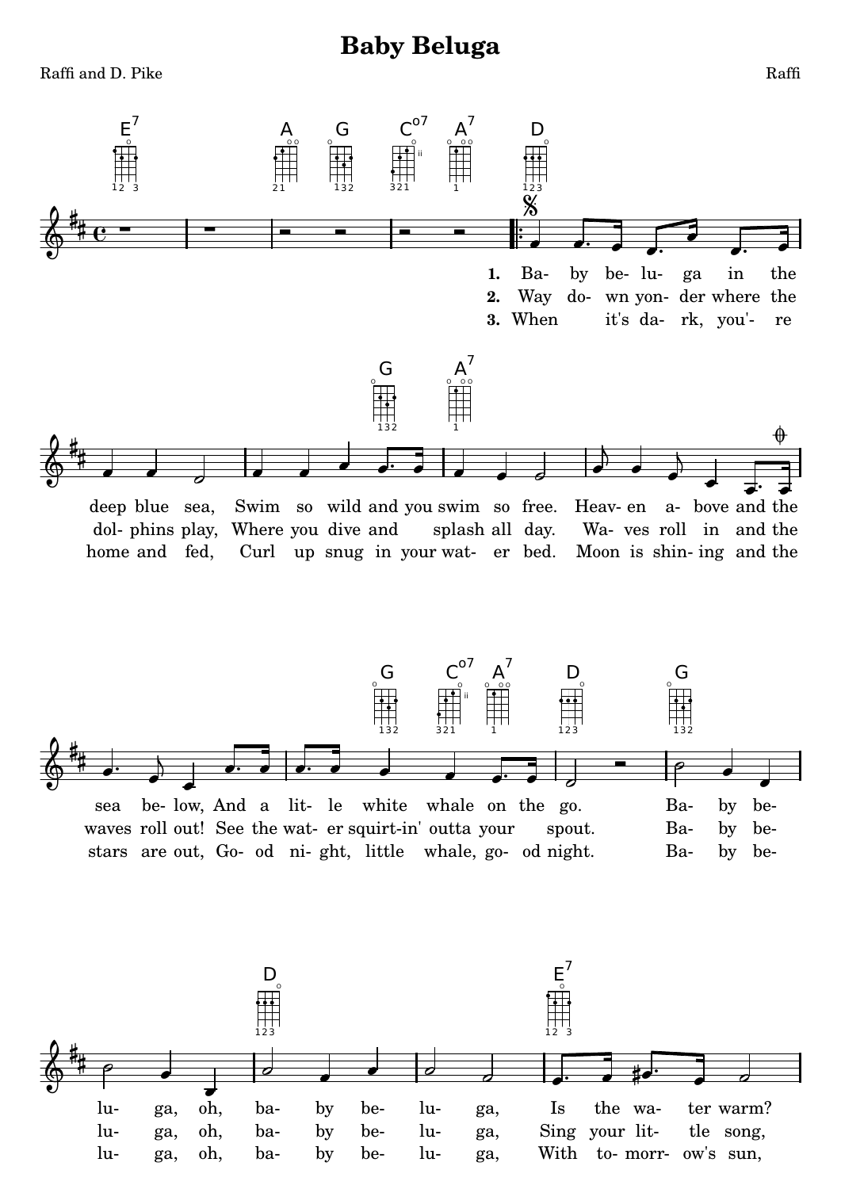# Baby Beluga

Raffi and D. Pike

Raffi

**1.** Ba- by be- lu- ga in the deep blue sea, Swim so wild and you swim so free. Heav- en a- bove and the sea be- low, And a lit- le white whale on the go. Ba- by be- lu- ga, oh, ba- by be- lu- ga, Is the wa- ter warm?

**2.** Way do- wn yon- der where the dol- phins play, Where you dive and splash all day. Wa- ves roll in and the waves roll out! See the wat- er squirt- in' outta your spout. Ba- by be- lu- ga, oh, ba- by be- lu- ga, Sing your lit- tle song,

**3.** When it's da- rk, you'- re home and fed, Curl up snug in your wat- er bed. Moon is shin- ing and the stars are out, Go- od ni- ght, little whale, go- od night. Ba- by be- lu- ga, oh, ba- by be- lu- ga, With to- morr- ow's sun,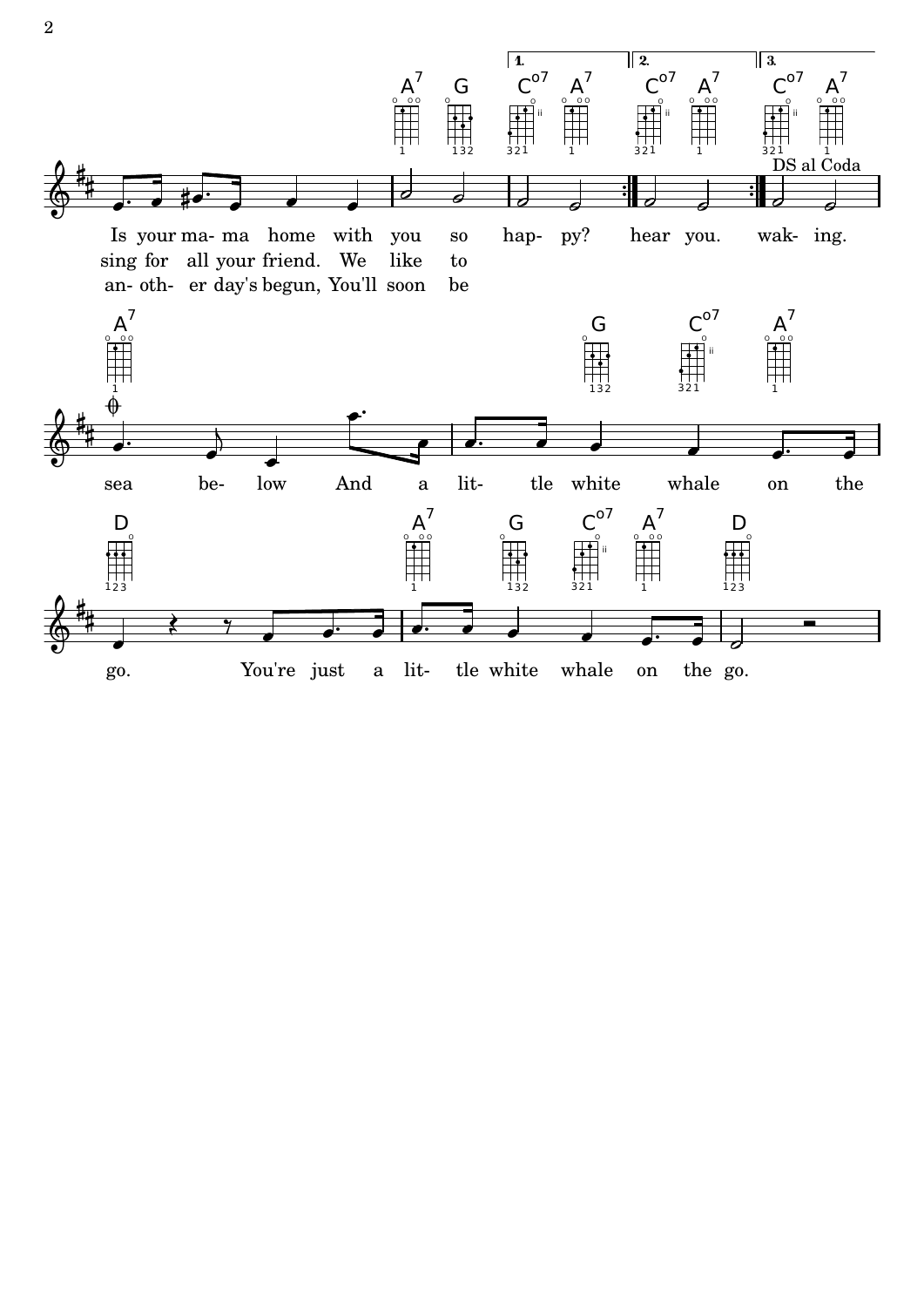A7 G 1. C°7 A7 2. C°7 A7 3. C°7 A7

DS al Coda

Is your ma- ma home with you so hap- py? hear you. wak- ing.
sing for all your friend. We like to
an- oth- er day's begun, You'll soon be

A7 G C°7 A7

sea be- low And a lit- tle white whale on the

D A7 G C°7 A7 D

go. You're just a lit- tle white whale on the go.